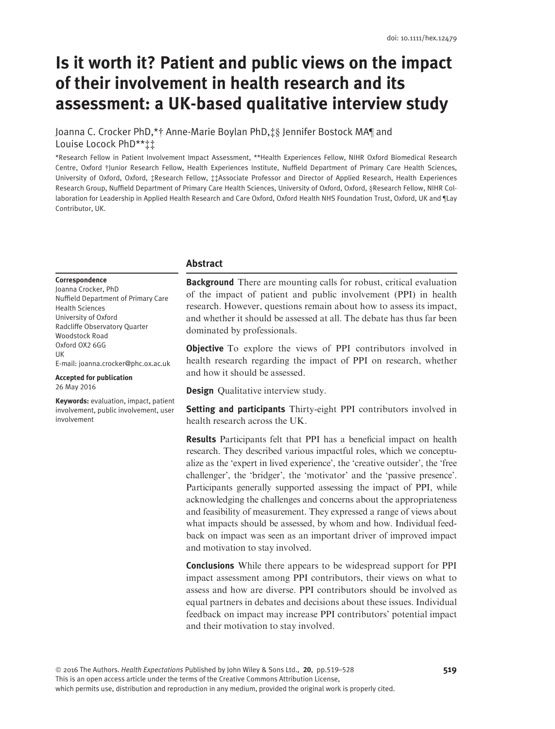doi: 10.1111/hex.12479

# Is it worth it? Patient and public views on the impact of their involvement in health research and its assessment: a UK-based qualitative interview study

Joanna C. Crocker PhD,*† Anne-Marie Boylan PhD,‡§ Jennifer Bostock MA¶ and Louise Locock PhD**‡‡

*Research Fellow in Patient Involvement Impact Assessment, **Health Experiences Fellow, NIHR Oxford Biomedical Research Centre, Oxford †Junior Research Fellow, Health Experiences Institute, Nuffield Department of Primary Care Health Sciences, University of Oxford, Oxford, ‡Research Fellow, ‡‡Associate Professor and Director of Applied Research, Health Experiences Research Group, Nuffield Department of Primary Care Health Sciences, University of Oxford, Oxford, §Research Fellow, NIHR Collaboration for Leadership in Applied Health Research and Care Oxford, Oxford Health NHS Foundation Trust, Oxford, UK and ¶Lay Contributor, UK.

**Correspondence**
Joanna Crocker, PhD
Nuffield Department of Primary Care Health Sciences
University of Oxford
Radcliffe Observatory Quarter
Woodstock Road
Oxford OX2 6GG
UK
E-mail: joanna.crocker@phc.ox.ac.uk

**Accepted for publication**
26 May 2016

**Keywords:** evaluation, impact, patient involvement, public involvement, user involvement

## Abstract

**Background** There are mounting calls for robust, critical evaluation of the impact of patient and public involvement (PPI) in health research. However, questions remain about how to assess its impact, and whether it should be assessed at all. The debate has thus far been dominated by professionals.

**Objective** To explore the views of PPI contributors involved in health research regarding the impact of PPI on research, whether and how it should be assessed.

**Design** Qualitative interview study.

**Setting and participants** Thirty-eight PPI contributors involved in health research across the UK.

**Results** Participants felt that PPI has a beneficial impact on health research. They described various impactful roles, which we conceptualize as the 'expert in lived experience', the 'creative outsider', the 'free challenger', the 'bridger', the 'motivator' and the 'passive presence'. Participants generally supported assessing the impact of PPI, while acknowledging the challenges and concerns about the appropriateness and feasibility of measurement. They expressed a range of views about what impacts should be assessed, by whom and how. Individual feedback on impact was seen as an important driver of improved impact and motivation to stay involved.

**Conclusions** While there appears to be widespread support for PPI impact assessment among PPI contributors, their views on what to assess and how are diverse. PPI contributors should be involved as equal partners in debates and decisions about these issues. Individual feedback on impact may increase PPI contributors' potential impact and their motivation to stay involved.

© 2016 The Authors. *Health Expectations* Published by John Wiley & Sons Ltd., **20**, pp.519–528
This is an open access article under the terms of the Creative Commons Attribution License, which permits use, distribution and reproduction in any medium, provided the original work is properly cited.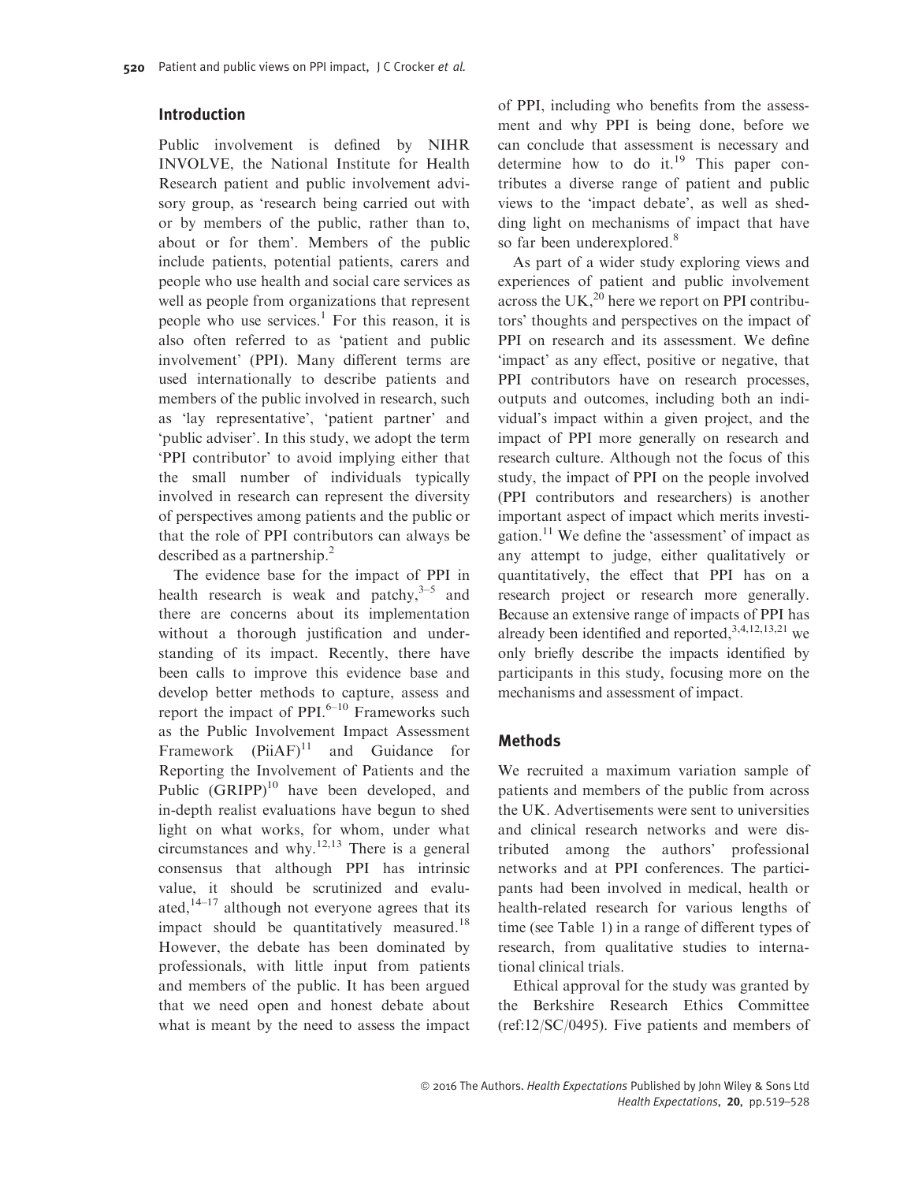## Introduction

Public involvement is defined by NIHR INVOLVE, the National Institute for Health Research patient and public involvement advisory group, as 'research being carried out with or by members of the public, rather than to, about or for them'. Members of the public include patients, potential patients, carers and people who use health and social care services as well as people from organizations that represent people who use services.[1] For this reason, it is also often referred to as 'patient and public involvement' (PPI). Many different terms are used internationally to describe patients and members of the public involved in research, such as 'lay representative', 'patient partner' and 'public adviser'. In this study, we adopt the term 'PPI contributor' to avoid implying either that the small number of individuals typically involved in research can represent the diversity of perspectives among patients and the public or that the role of PPI contributors can always be described as a partnership.[2]

The evidence base for the impact of PPI in health research is weak and patchy,[3–5] and there are concerns about its implementation without a thorough justification and understanding of its impact. Recently, there have been calls to improve this evidence base and develop better methods to capture, assess and report the impact of PPI.[6–10] Frameworks such as the Public Involvement Impact Assessment Framework (PiiAF)[11] and Guidance for Reporting the Involvement of Patients and the Public (GRIPP)[10] have been developed, and in-depth realist evaluations have begun to shed light on what works, for whom, under what circumstances and why.[12,13] There is a general consensus that although PPI has intrinsic value, it should be scrutinized and evaluated,[14–17] although not everyone agrees that its impact should be quantitatively measured.[18] However, the debate has been dominated by professionals, with little input from patients and members of the public. It has been argued that we need open and honest debate about what is meant by the need to assess the impact of PPI, including who benefits from the assessment and why PPI is being done, before we can conclude that assessment is necessary and determine how to do it.[19] This paper contributes a diverse range of patient and public views to the 'impact debate', as well as shedding light on mechanisms of impact that have so far been underexplored.[8]

As part of a wider study exploring views and experiences of patient and public involvement across the UK,[20] here we report on PPI contributors' thoughts and perspectives on the impact of PPI on research and its assessment. We define 'impact' as any effect, positive or negative, that PPI contributors have on research processes, outputs and outcomes, including both an individual's impact within a given project, and the impact of PPI more generally on research and research culture. Although not the focus of this study, the impact of PPI on the people involved (PPI contributors and researchers) is another important aspect of impact which merits investigation.[11] We define the 'assessment' of impact as any attempt to judge, either qualitatively or quantitatively, the effect that PPI has on a research project or research more generally. Because an extensive range of impacts of PPI has already been identified and reported,[3,4,12,13,21] we only briefly describe the impacts identified by participants in this study, focusing more on the mechanisms and assessment of impact.

## Methods

We recruited a maximum variation sample of patients and members of the public from across the UK. Advertisements were sent to universities and clinical research networks and were distributed among the authors' professional networks and at PPI conferences. The participants had been involved in medical, health or health-related research for various lengths of time (see Table 1) in a range of different types of research, from qualitative studies to international clinical trials.

Ethical approval for the study was granted by the Berkshire Research Ethics Committee (ref:12/SC/0495). Five patients and members of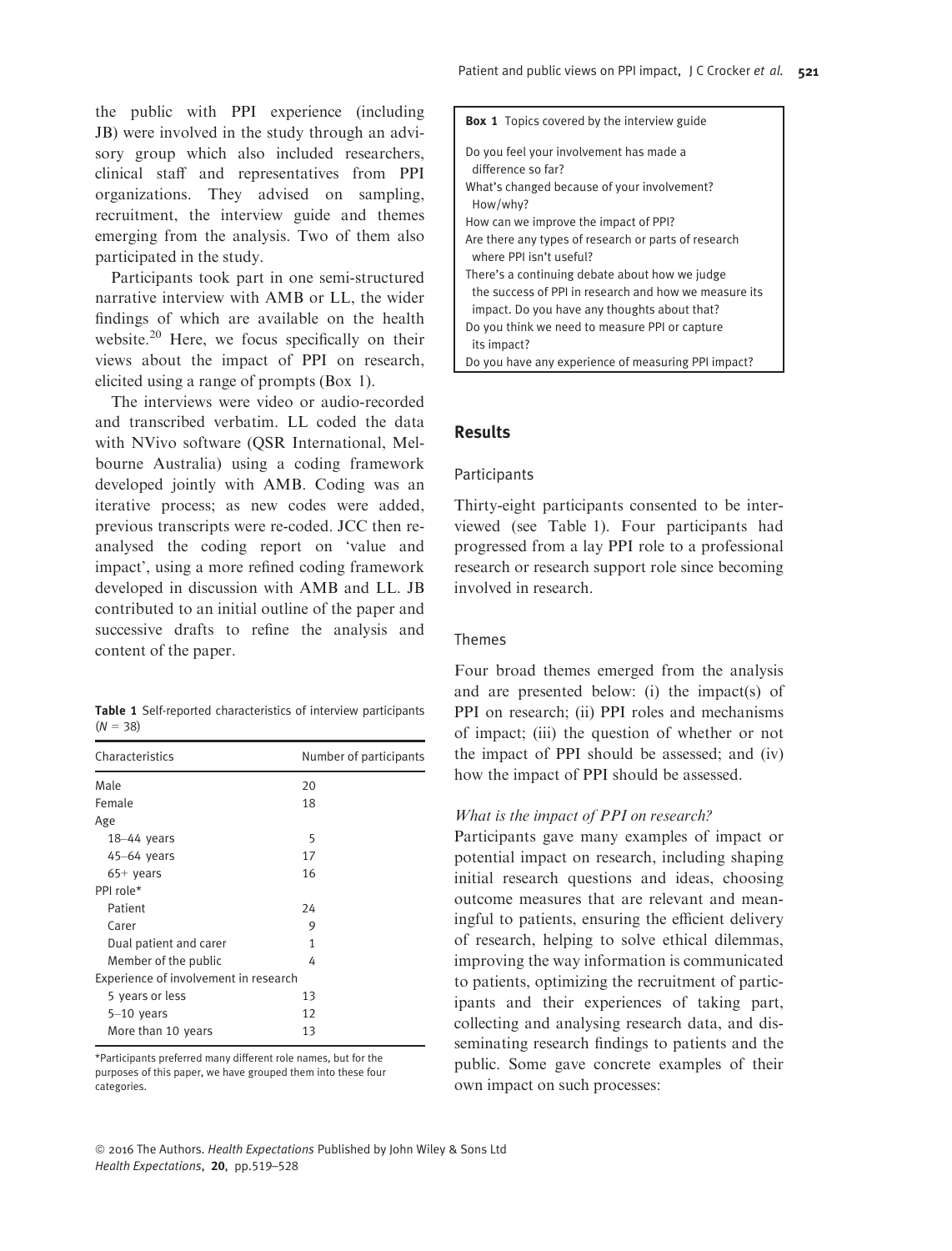the public with PPI experience (including JB) were involved in the study through an advisory group which also included researchers, clinical staff and representatives from PPI organizations. They advised on sampling, recruitment, the interview guide and themes emerging from the analysis. Two of them also participated in the study.

Participants took part in one semi-structured narrative interview with AMB or LL, the wider findings of which are available on the health website.[20] Here, we focus specifically on their views about the impact of PPI on research, elicited using a range of prompts (Box 1).

The interviews were video or audio-recorded and transcribed verbatim. LL coded the data with NVivo software (QSR International, Melbourne Australia) using a coding framework developed jointly with AMB. Coding was an iterative process; as new codes were added, previous transcripts were re-coded. JCC then re-analysed the coding report on 'value and impact', using a more refined coding framework developed in discussion with AMB and LL. JB contributed to an initial outline of the paper and successive drafts to refine the analysis and content of the paper.

**Table 1** Self-reported characteristics of interview participants ($N$ = 38)

| Characteristics | Number of participants |
|---|---|
| Male | 20 |
| Female | 18 |
| Age | |
| 18–44 years | 5 |
| 45–64 years | 17 |
| 65+ years | 16 |
| PPI role* | |
| Patient | 24 |
| Carer | 9 |
| Dual patient and carer | 1 |
| Member of the public | 4 |
| Experience of involvement in research | |
| 5 years or less | 13 |
| 5–10 years | 12 |
| More than 10 years | 13 |

*Participants preferred many different role names, but for the purposes of this paper, we have grouped them into these four categories.

**Box 1** Topics covered by the interview guide

Do you feel your involvement has made a difference so far?
What's changed because of your involvement? How/why?
How can we improve the impact of PPI?
Are there any types of research or parts of research where PPI isn't useful?
There's a continuing debate about how we judge the success of PPI in research and how we measure its impact. Do you have any thoughts about that?
Do you think we need to measure PPI or capture its impact?
Do you have any experience of measuring PPI impact?

## Results

### Participants

Thirty-eight participants consented to be interviewed (see Table 1). Four participants had progressed from a lay PPI role to a professional research or research support role since becoming involved in research.

### Themes

Four broad themes emerged from the analysis and are presented below: (i) the impact(s) of PPI on research; (ii) PPI roles and mechanisms of impact; (iii) the question of whether or not the impact of PPI should be assessed; and (iv) how the impact of PPI should be assessed.

#### *What is the impact of PPI on research?*

Participants gave many examples of impact or potential impact on research, including shaping initial research questions and ideas, choosing outcome measures that are relevant and meaningful to patients, ensuring the efficient delivery of research, helping to solve ethical dilemmas, improving the way information is communicated to patients, optimizing the recruitment of participants and their experiences of taking part, collecting and analysing research data, and disseminating research findings to patients and the public. Some gave concrete examples of their own impact on such processes: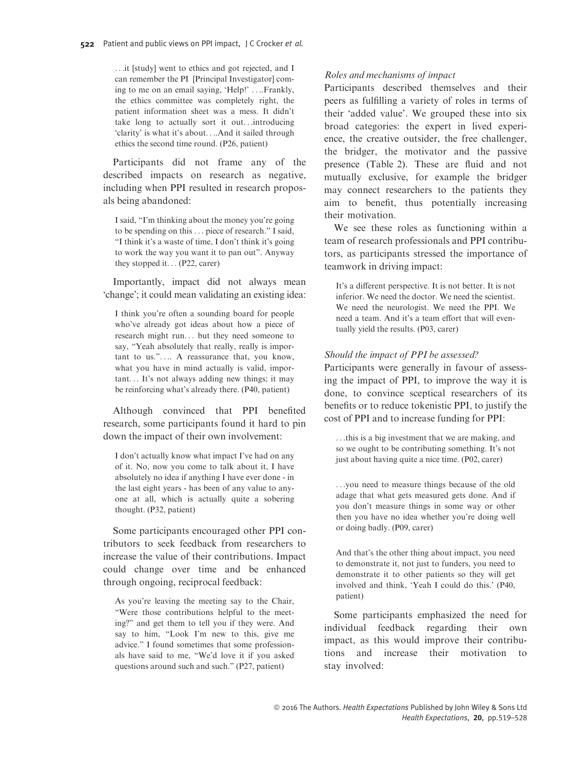> …it [study] went to ethics and got rejected, and I can remember the PI [Principal Investigator] coming to me on an email saying, 'Help!' ….Frankly, the ethics committee was completely right, the patient information sheet was a mess. It didn't take long to actually sort it out…introducing 'clarity' is what it's about….And it sailed through ethics the second time round. (P26, patient)

Participants did not frame any of the described impacts on research as negative, including when PPI resulted in research proposals being abandoned:

> I said, "I'm thinking about the money you're going to be spending on this … piece of research." I said, "I think it's a waste of time, I don't think it's going to work the way you want it to pan out". Anyway they stopped it… (P22, carer)

Importantly, impact did not always mean 'change'; it could mean validating an existing idea:

> I think you're often a sounding board for people who've already got ideas about how a piece of research might run… but they need someone to say, "Yeah absolutely that really, really is important to us."…. A reassurance that, you know, what you have in mind actually is valid, important… It's not always adding new things; it may be reinforcing what's already there. (P40, patient)

Although convinced that PPI benefited research, some participants found it hard to pin down the impact of their own involvement:

> I don't actually know what impact I've had on any of it. No, now you come to talk about it, I have absolutely no idea if anything I have ever done - in the last eight years - has been of any value to anyone at all, which is actually quite a sobering thought. (P32, patient)

Some participants encouraged other PPI contributors to seek feedback from researchers to increase the value of their contributions. Impact could change over time and be enhanced through ongoing, reciprocal feedback:

> As you're leaving the meeting say to the Chair, "Were those contributions helpful to the meeting?" and get them to tell you if they were. And say to him, "Look I'm new to this, give me advice." I found sometimes that some professionals have said to me, "We'd love it if you asked questions around such and such." (P27, patient)

### *Roles and mechanisms of impact*

Participants described themselves and their peers as fulfilling a variety of roles in terms of their 'added value'. We grouped these into six broad categories: the expert in lived experience, the creative outsider, the free challenger, the bridger, the motivator and the passive presence (Table 2). These are fluid and not mutually exclusive, for example the bridger may connect researchers to the patients they aim to benefit, thus potentially increasing their motivation.

We see these roles as functioning within a team of research professionals and PPI contributors, as participants stressed the importance of teamwork in driving impact:

> It's a different perspective. It is not better. It is not inferior. We need the doctor. We need the scientist. We need the neurologist. We need the PPI. We need a team. And it's a team effort that will eventually yield the results. (P03, carer)

### *Should the impact of PPI be assessed?*

Participants were generally in favour of assessing the impact of PPI, to improve the way it is done, to convince sceptical researchers of its benefits or to reduce tokenistic PPI, to justify the cost of PPI and to increase funding for PPI:

> …this is a big investment that we are making, and so we ought to be contributing something. It's not just about having quite a nice time. (P02, carer)

> …you need to measure things because of the old adage that what gets measured gets done. And if you don't measure things in some way or other then you have no idea whether you're doing well or doing badly. (P09, carer)

> And that's the other thing about impact, you need to demonstrate it, not just to funders, you need to demonstrate it to other patients so they will get involved and think, 'Yeah I could do this.' (P40, patient)

Some participants emphasized the need for individual feedback regarding their own impact, as this would improve their contributions and increase their motivation to stay involved: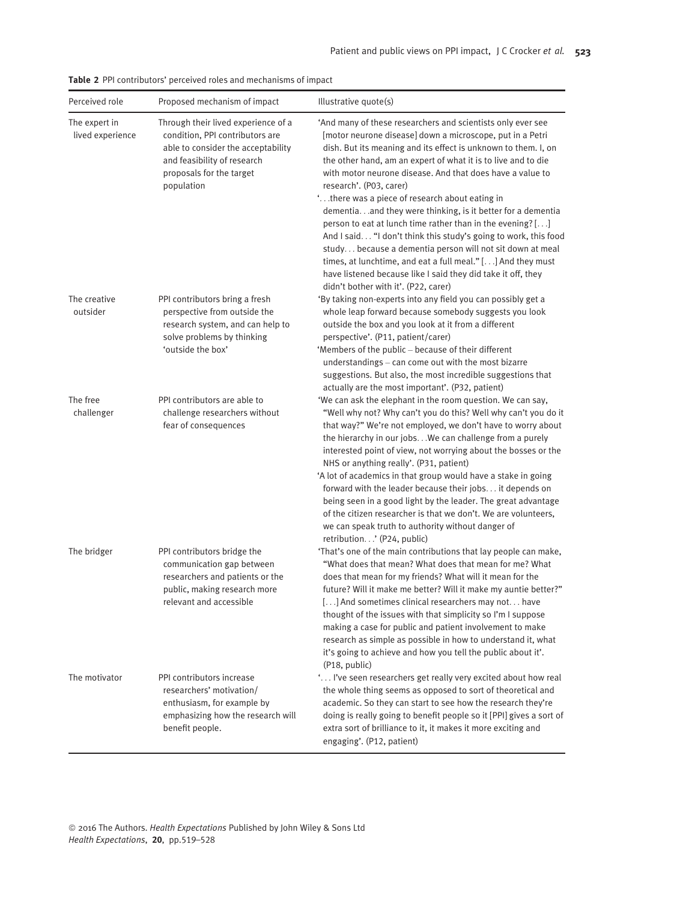**Table 2** PPI contributors' perceived roles and mechanisms of impact

| Perceived role | Proposed mechanism of impact | Illustrative quote(s) |
|---|---|---|
| The expert in lived experience | Through their lived experience of a condition, PPI contributors are able to consider the acceptability and feasibility of research proposals for the target population | 'And many of these researchers and scientists only ever see [motor neurone disease] down a microscope, put in a Petri dish. But its meaning and its effect is unknown to them. I, on the other hand, am an expert of what it is to live and to die with motor neurone disease. And that does have a value to research'. (P03, carer) '. . .there was a piece of research about eating in dementia. . .and they were thinking, is it better for a dementia person to eat at lunch time rather than in the evening? [. . .] And I said. . . "I don't think this study's going to work, this food study. . . because a dementia person will not sit down at meal times, at lunchtime, and eat a full meal." [. . .] And they must have listened because like I said they did take it off, they didn't bother with it'. (P22, carer) |
| The creative outsider | PPI contributors bring a fresh perspective from outside the research system, and can help to solve problems by thinking 'outside the box' | 'By taking non-experts into any field you can possibly get a whole leap forward because somebody suggests you look outside the box and you look at it from a different perspective'. (P11, patient/carer) 'Members of the public – because of their different understandings – can come out with the most bizarre suggestions. But also, the most incredible suggestions that actually are the most important'. (P32, patient) |
| The free challenger | PPI contributors are able to challenge researchers without fear of consequences | 'We can ask the elephant in the room question. We can say, "Well why not? Why can't you do this? Well why can't you do it that way?" We're not employed, we don't have to worry about the hierarchy in our jobs. . .We can challenge from a purely interested point of view, not worrying about the bosses or the NHS or anything really'. (P31, patient) 'A lot of academics in that group would have a stake in going forward with the leader because their jobs. . . it depends on being seen in a good light by the leader. The great advantage of the citizen researcher is that we don't. We are volunteers, we can speak truth to authority without danger of retribution. . .' (P24, public) |
| The bridger | PPI contributors bridge the communication gap between researchers and patients or the public, making research more relevant and accessible | 'That's one of the main contributions that lay people can make, "What does that mean? What does that mean for me? What does that mean for my friends? What will it mean for the future? Will it make me better? Will it make my auntie better?" [. . .] And sometimes clinical researchers may not. . . have thought of the issues with that simplicity so I'm I suppose making a case for public and patient involvement to make research as simple as possible in how to understand it, what it's going to achieve and how you tell the public about it'. (P18, public) |
| The motivator | PPI contributors increase researchers' motivation/ enthusiasm, for example by emphasizing how the research will benefit people. | '. . . I've seen researchers get really very excited about how real the whole thing seems as opposed to sort of theoretical and academic. So they can start to see how the research they're doing is really going to benefit people so it [PPI] gives a sort of extra sort of brilliance to it, it makes it more exciting and engaging'. (P12, patient) |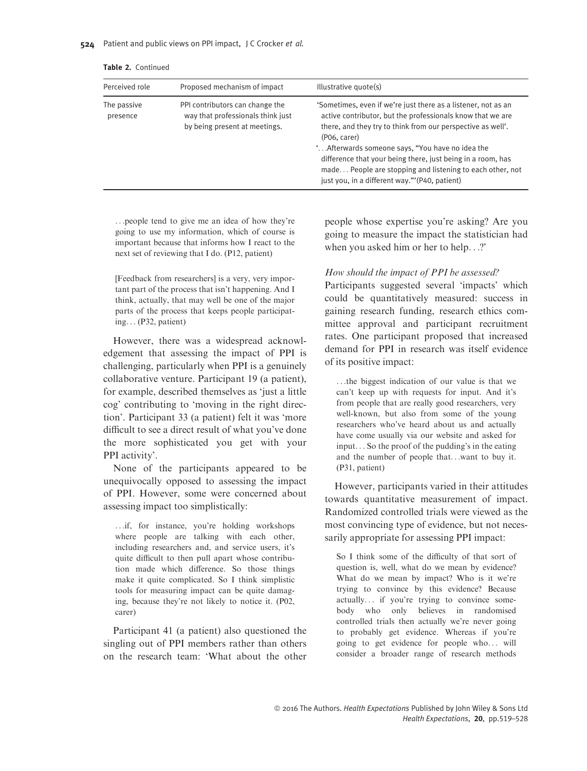**Table 2.** Continued

| Perceived role | Proposed mechanism of impact | Illustrative quote(s) |
| --- | --- | --- |
| The passive presence | PPI contributors can change the way that professionals think just by being present at meetings. | 'Sometimes, even if we're just there as a listener, not as an active contributor, but the professionals know that we are there, and they try to think from our perspective as well'. (P06, carer)<br>'. . .Afterwards someone says, "You have no idea the difference that your being there, just being in a room, has made. . . People are stopping and listening to each other, not just you, in a different way."'(P40, patient) |

> . . .people tend to give me an idea of how they're going to use my information, which of course is important because that informs how I react to the next set of reviewing that I do. (P12, patient)

> [Feedback from researchers] is a very, very important part of the process that isn't happening. And I think, actually, that may well be one of the major parts of the process that keeps people participating. . . (P32, patient)

However, there was a widespread acknowledgement that assessing the impact of PPI is challenging, particularly when PPI is a genuinely collaborative venture. Participant 19 (a patient), for example, described themselves as 'just a little cog' contributing to 'moving in the right direction'. Participant 33 (a patient) felt it was 'more difficult to see a direct result of what you've done the more sophisticated you get with your PPI activity'.

None of the participants appeared to be unequivocally opposed to assessing the impact of PPI. However, some were concerned about assessing impact too simplistically:

> . . .if, for instance, you're holding workshops where people are talking with each other, including researchers and, and service users, it's quite difficult to then pull apart whose contribution made which difference. So those things make it quite complicated. So I think simplistic tools for measuring impact can be quite damaging, because they're not likely to notice it. (P02, carer)

Participant 41 (a patient) also questioned the singling out of PPI members rather than others on the research team: 'What about the other people whose expertise you're asking? Are you going to measure the impact the statistician had when you asked him or her to help. . .?'

### *How should the impact of PPI be assessed?*

Participants suggested several 'impacts' which could be quantitatively measured: success in gaining research funding, research ethics committee approval and participant recruitment rates. One participant proposed that increased demand for PPI in research was itself evidence of its positive impact:

> . . .the biggest indication of our value is that we can't keep up with requests for input. And it's from people that are really good researchers, very well-known, but also from some of the young researchers who've heard about us and actually have come usually via our website and asked for input. . . So the proof of the pudding's in the eating and the number of people that. . .want to buy it. (P31, patient)

However, participants varied in their attitudes towards quantitative measurement of impact. Randomized controlled trials were viewed as the most convincing type of evidence, but not necessarily appropriate for assessing PPI impact:

> So I think some of the difficulty of that sort of question is, well, what do we mean by evidence? What do we mean by impact? Who is it we're trying to convince by this evidence? Because actually. . . if you're trying to convince somebody who only believes in randomised controlled trials then actually we're never going to probably get evidence. Whereas if you're going to get evidence for people who. . . will consider a broader range of research methods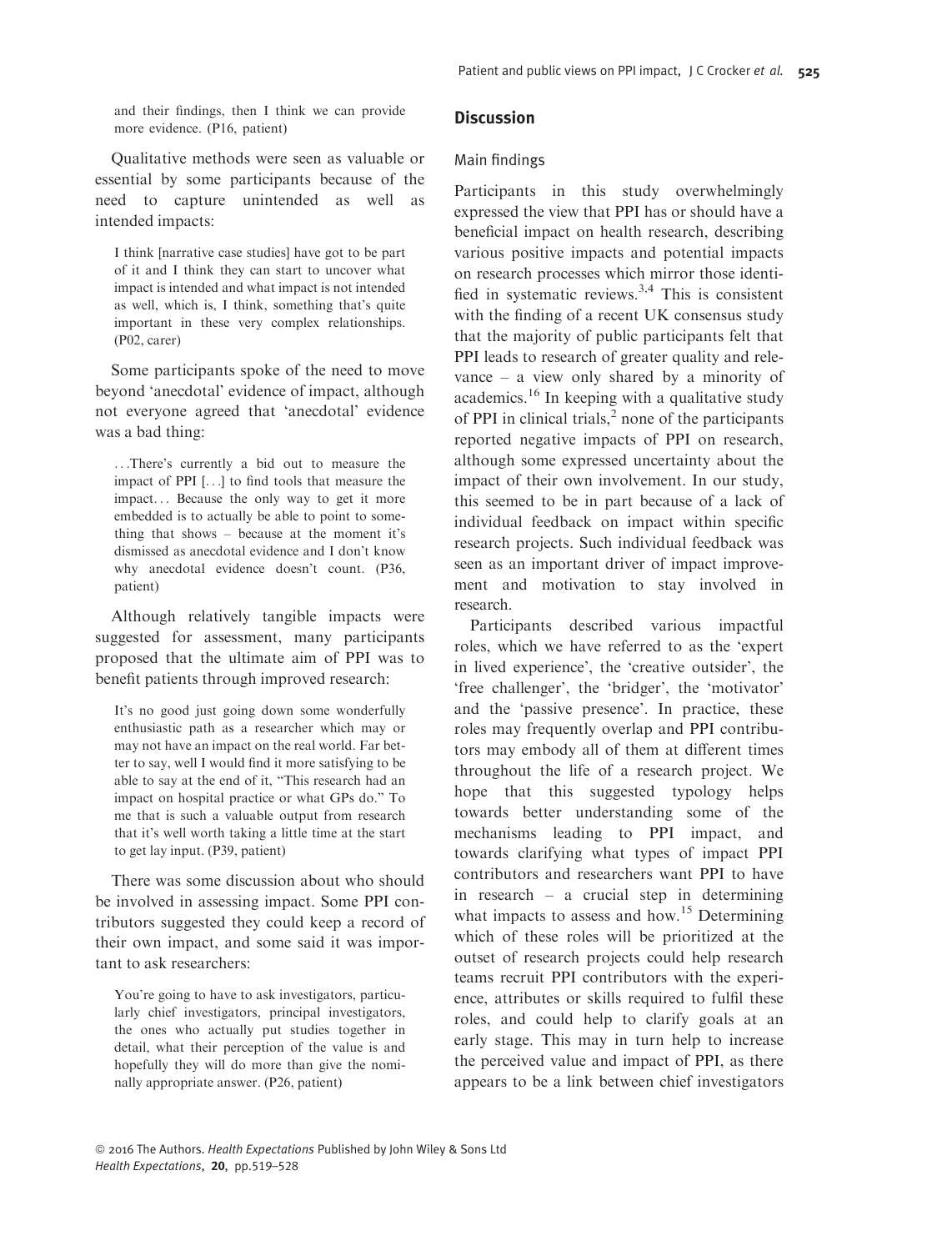and their findings, then I think we can provide more evidence. (P16, patient)

Qualitative methods were seen as valuable or essential by some participants because of the need to capture unintended as well as intended impacts:

> I think [narrative case studies] have got to be part of it and I think they can start to uncover what impact is intended and what impact is not intended as well, which is, I think, something that's quite important in these very complex relationships. (P02, carer)

Some participants spoke of the need to move beyond 'anecdotal' evidence of impact, although not everyone agreed that 'anecdotal' evidence was a bad thing:

> ...There's currently a bid out to measure the impact of PPI [...] to find tools that measure the impact... Because the only way to get it more embedded is to actually be able to point to something that shows – because at the moment it's dismissed as anecdotal evidence and I don't know why anecdotal evidence doesn't count. (P36, patient)

Although relatively tangible impacts were suggested for assessment, many participants proposed that the ultimate aim of PPI was to benefit patients through improved research:

> It's no good just going down some wonderfully enthusiastic path as a researcher which may or may not have an impact on the real world. Far better to say, well I would find it more satisfying to be able to say at the end of it, "This research had an impact on hospital practice or what GPs do." To me that is such a valuable output from research that it's well worth taking a little time at the start to get lay input. (P39, patient)

There was some discussion about who should be involved in assessing impact. Some PPI contributors suggested they could keep a record of their own impact, and some said it was important to ask researchers:

> You're going to have to ask investigators, particularly chief investigators, principal investigators, the ones who actually put studies together in detail, what their perception of the value is and hopefully they will do more than give the nominally appropriate answer. (P26, patient)

## Discussion

### Main findings

Participants in this study overwhelmingly expressed the view that PPI has or should have a beneficial impact on health research, describing various positive impacts and potential impacts on research processes which mirror those identified in systematic reviews.[3,4] This is consistent with the finding of a recent UK consensus study that the majority of public participants felt that PPI leads to research of greater quality and relevance – a view only shared by a minority of academics.[16] In keeping with a qualitative study of PPI in clinical trials,[2] none of the participants reported negative impacts of PPI on research, although some expressed uncertainty about the impact of their own involvement. In our study, this seemed to be in part because of a lack of individual feedback on impact within specific research projects. Such individual feedback was seen as an important driver of impact improvement and motivation to stay involved in research.

Participants described various impactful roles, which we have referred to as the 'expert in lived experience', the 'creative outsider', the 'free challenger', the 'bridger', the 'motivator' and the 'passive presence'. In practice, these roles may frequently overlap and PPI contributors may embody all of them at different times throughout the life of a research project. We hope that this suggested typology helps towards better understanding some of the mechanisms leading to PPI impact, and towards clarifying what types of impact PPI contributors and researchers want PPI to have in research – a crucial step in determining what impacts to assess and how.[15] Determining which of these roles will be prioritized at the outset of research projects could help research teams recruit PPI contributors with the experience, attributes or skills required to fulfil these roles, and could help to clarify goals at an early stage. This may in turn help to increase the perceived value and impact of PPI, as there appears to be a link between chief investigators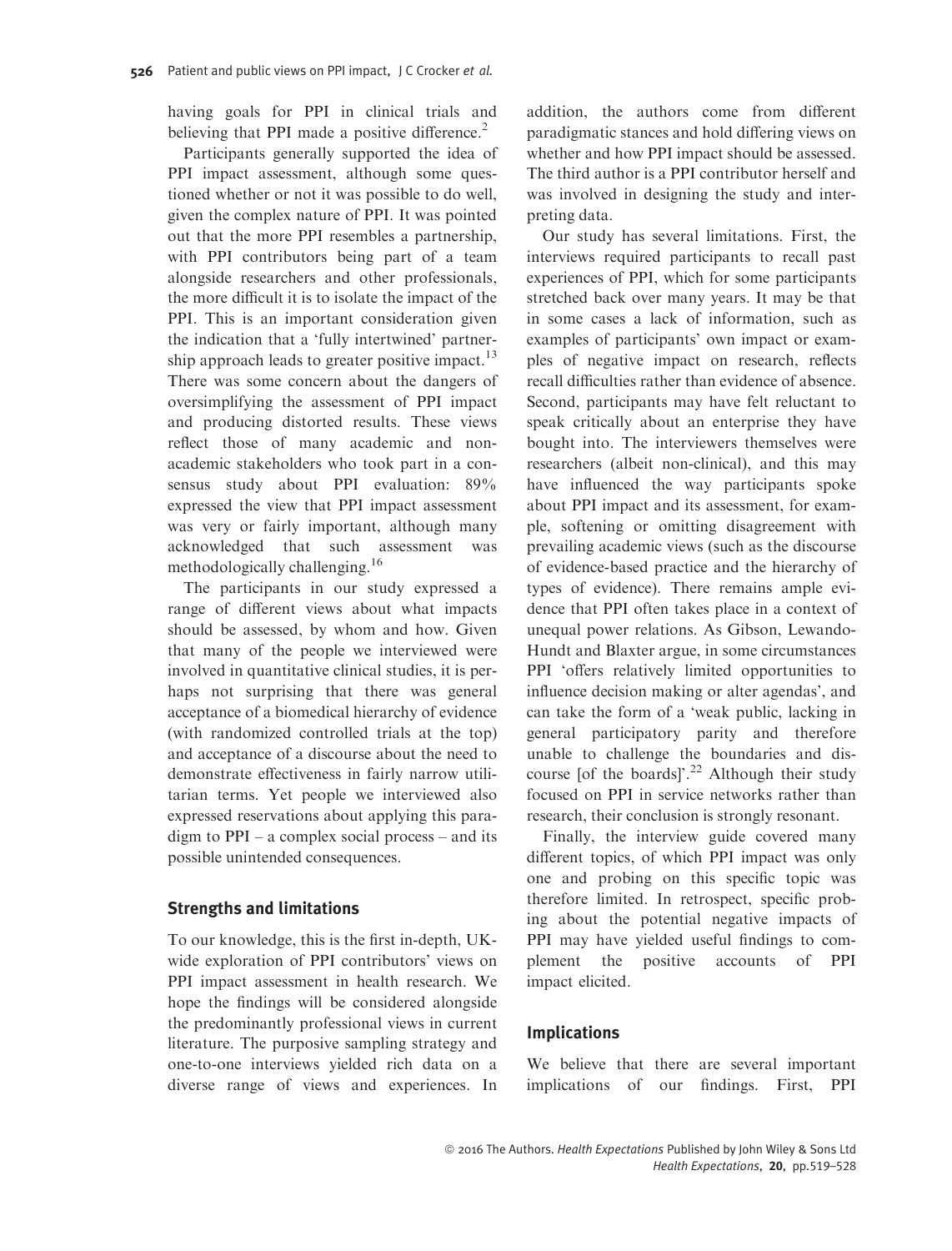having goals for PPI in clinical trials and believing that PPI made a positive difference.[2]

Participants generally supported the idea of PPI impact assessment, although some questioned whether or not it was possible to do well, given the complex nature of PPI. It was pointed out that the more PPI resembles a partnership, with PPI contributors being part of a team alongside researchers and other professionals, the more difficult it is to isolate the impact of the PPI. This is an important consideration given the indication that a 'fully intertwined' partnership approach leads to greater positive impact.[13] There was some concern about the dangers of oversimplifying the assessment of PPI impact and producing distorted results. These views reflect those of many academic and non-academic stakeholders who took part in a consensus study about PPI evaluation: 89% expressed the view that PPI impact assessment was very or fairly important, although many acknowledged that such assessment was methodologically challenging.[16]

The participants in our study expressed a range of different views about what impacts should be assessed, by whom and how. Given that many of the people we interviewed were involved in quantitative clinical studies, it is perhaps not surprising that there was general acceptance of a biomedical hierarchy of evidence (with randomized controlled trials at the top) and acceptance of a discourse about the need to demonstrate effectiveness in fairly narrow utilitarian terms. Yet people we interviewed also expressed reservations about applying this paradigm to PPI – a complex social process – and its possible unintended consequences.

## Strengths and limitations

To our knowledge, this is the first in-depth, UK-wide exploration of PPI contributors' views on PPI impact assessment in health research. We hope the findings will be considered alongside the predominantly professional views in current literature. The purposive sampling strategy and one-to-one interviews yielded rich data on a diverse range of views and experiences. In addition, the authors come from different paradigmatic stances and hold differing views on whether and how PPI impact should be assessed. The third author is a PPI contributor herself and was involved in designing the study and interpreting data.

Our study has several limitations. First, the interviews required participants to recall past experiences of PPI, which for some participants stretched back over many years. It may be that in some cases a lack of information, such as examples of participants' own impact or examples of negative impact on research, reflects recall difficulties rather than evidence of absence. Second, participants may have felt reluctant to speak critically about an enterprise they have bought into. The interviewers themselves were researchers (albeit non-clinical), and this may have influenced the way participants spoke about PPI impact and its assessment, for example, softening or omitting disagreement with prevailing academic views (such as the discourse of evidence-based practice and the hierarchy of types of evidence). There remains ample evidence that PPI often takes place in a context of unequal power relations. As Gibson, Lewando-Hundt and Blaxter argue, in some circumstances PPI 'offers relatively limited opportunities to influence decision making or alter agendas', and can take the form of a 'weak public, lacking in general participatory parity and therefore unable to challenge the boundaries and discourse [of the boards]'.[22] Although their study focused on PPI in service networks rather than research, their conclusion is strongly resonant.

Finally, the interview guide covered many different topics, of which PPI impact was only one and probing on this specific topic was therefore limited. In retrospect, specific probing about the potential negative impacts of PPI may have yielded useful findings to complement the positive accounts of PPI impact elicited.

## Implications

We believe that there are several important implications of our findings. First, PPI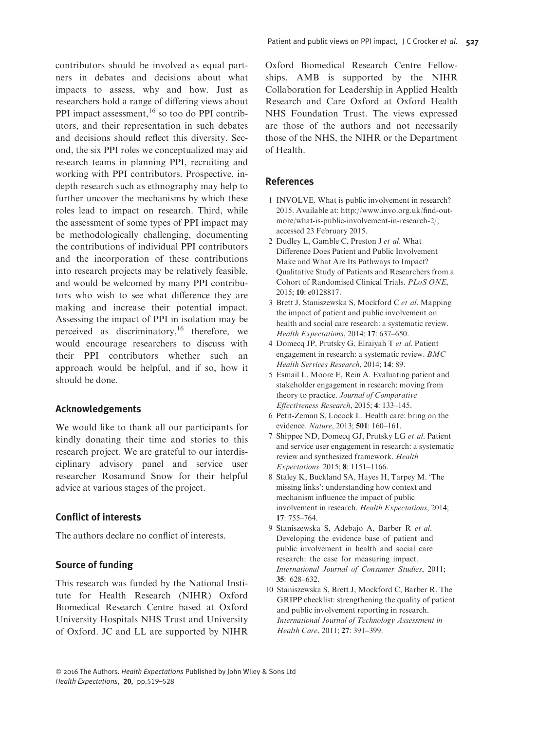contributors should be involved as equal partners in debates and decisions about what impacts to assess, why and how. Just as researchers hold a range of differing views about PPI impact assessment,[16] so too do PPI contributors, and their representation in such debates and decisions should reflect this diversity. Second, the six PPI roles we conceptualized may aid research teams in planning PPI, recruiting and working with PPI contributors. Prospective, in-depth research such as ethnography may help to further uncover the mechanisms by which these roles lead to impact on research. Third, while the assessment of some types of PPI impact may be methodologically challenging, documenting the contributions of individual PPI contributors and the incorporation of these contributions into research projects may be relatively feasible, and would be welcomed by many PPI contributors who wish to see what difference they are making and increase their potential impact. Assessing the impact of PPI in isolation may be perceived as discriminatory,[16] therefore, we would encourage researchers to discuss with their PPI contributors whether such an approach would be helpful, and if so, how it should be done.

## Acknowledgements

We would like to thank all our participants for kindly donating their time and stories to this research project. We are grateful to our interdisciplinary advisory panel and service user researcher Rosamund Snow for their helpful advice at various stages of the project.

## Conflict of interests

The authors declare no conflict of interests.

## Source of funding

This research was funded by the National Institute for Health Research (NIHR) Oxford Biomedical Research Centre based at Oxford University Hospitals NHS Trust and University of Oxford. JC and LL are supported by NIHR Oxford Biomedical Research Centre Fellowships. AMB is supported by the NIHR Collaboration for Leadership in Applied Health Research and Care Oxford at Oxford Health NHS Foundation Trust. The views expressed are those of the authors and not necessarily those of the NHS, the NIHR or the Department of Health.

## References

1 INVOLVE. What is public involvement in research? 2015. Available at: http://www.invo.org.uk/find-out-more/what-is-public-involvement-in-research-2/, accessed 23 February 2015.

2 Dudley L, Gamble C, Preston J *et al*. What Difference Does Patient and Public Involvement Make and What Are Its Pathways to Impact? Qualitative Study of Patients and Researchers from a Cohort of Randomised Clinical Trials. *PLoS ONE*, 2015; **10**: e0128817.

3 Brett J, Staniszewska S, Mockford C *et al*. Mapping the impact of patient and public involvement on health and social care research: a systematic review. *Health Expectations*, 2014; **17**: 637–650.

4 Domecq JP, Prutsky G, Elraiyah T *et al*. Patient engagement in research: a systematic review. *BMC Health Services Research*, 2014; **14**: 89.

5 Esmail L, Moore E, Rein A. Evaluating patient and stakeholder engagement in research: moving from theory to practice. *Journal of Comparative Effectiveness Research*, 2015; **4**: 133–145.

6 Petit-Zeman S, Locock L. Health care: bring on the evidence. *Nature*, 2013; **501**: 160–161.

7 Shippee ND, Domecq GJ, Prutsky LG *et al*. Patient and service user engagement in research: a systematic review and synthesized framework. *Health Expectations* 2015; **8**: 1151–1166.

8 Staley K, Buckland SA, Hayes H, Tarpey M. 'The missing links': understanding how context and mechanism influence the impact of public involvement in research. *Health Expectations*, 2014; **17**: 755–764.

9 Staniszewska S, Adebajo A, Barber R *et al*. Developing the evidence base of patient and public involvement in health and social care research: the case for measuring impact. *International Journal of Consumer Studies*, 2011; **35**: 628–632.

10 Staniszewska S, Brett J, Mockford C, Barber R. The GRIPP checklist: strengthening the quality of patient and public involvement reporting in research. *International Journal of Technology Assessment in Health Care*, 2011; **27**: 391–399.

© 2016 The Authors. *Health Expectations* Published by John Wiley & Sons Ltd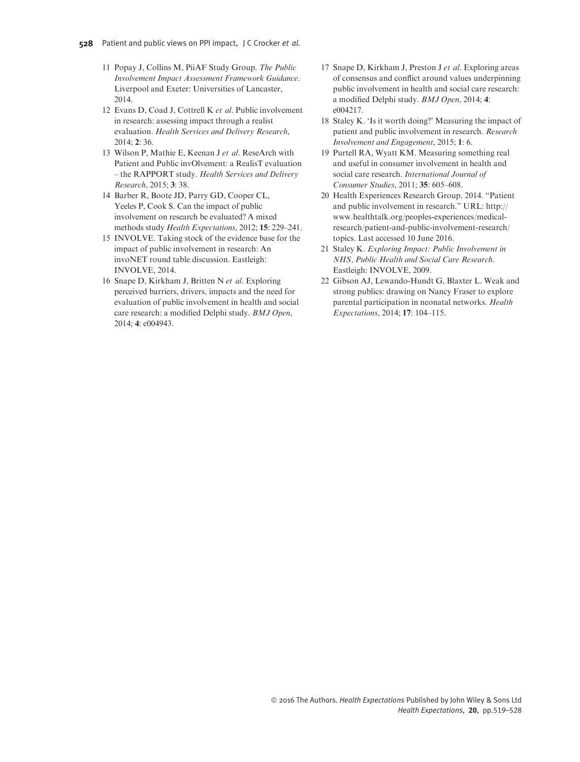11 Popay J, Collins M, PiiAF Study Group. *The Public Involvement Impact Assessment Framework Guidance*. Liverpool and Exeter: Universities of Lancaster, 2014.

12 Evans D, Coad J, Cottrell K *et al*. Public involvement in research: assessing impact through a realist evaluation. *Health Services and Delivery Research*, 2014; **2**: 36.

13 Wilson P, Mathie E, Keenan J *et al*. ReseArch with Patient and Public invOlvement: a RealisT evaluation – the RAPPORT study. *Health Services and Delivery Research*, 2015; **3**: 38.

14 Barber R, Boote JD, Parry GD, Cooper CL, Yeeles P, Cook S. Can the impact of public involvement on research be evaluated? A mixed methods study *Health Expectations*, 2012; **15**: 229–241.

15 INVOLVE. Taking stock of the evidence base for the impact of public involvement in research: An invoNET round table discussion. Eastleigh: INVOLVE, 2014.

16 Snape D, Kirkham J, Britten N *et al*. Exploring perceived barriers, drivers, impacts and the need for evaluation of public involvement in health and social care research: a modified Delphi study. *BMJ Open*, 2014; **4**: e004943.

17 Snape D, Kirkham J, Preston J *et al*. Exploring areas of consensus and conflict around values underpinning public involvement in health and social care research: a modified Delphi study. *BMJ Open*, 2014; **4**: e004217.

18 Staley K. 'Is it worth doing?' Measuring the impact of patient and public involvement in research. *Research Involvement and Engagement*, 2015; **1**: 6.

19 Purtell RA, Wyatt KM. Measuring something real and useful in consumer involvement in health and social care research. *International Journal of Consumer Studies*, 2011; **35**: 605–608.

20 Health Experiences Research Group. 2014. "Patient and public involvement in research." URL: http://www.healthtalk.org/peoples-experiences/medical-research/patient-and-public-involvement-research/topics. Last accessed 10 June 2016.

21 Staley K. *Exploring Impact: Public Involvement in NHS, Public Health and Social Care Research*. Eastleigh: INVOLVE, 2009.

22 Gibson AJ, Lewando-Hundt G, Blaxter L. Weak and strong publics: drawing on Nancy Fraser to explore parental participation in neonatal networks. *Health Expectations*, 2014; **17**: 104–115.